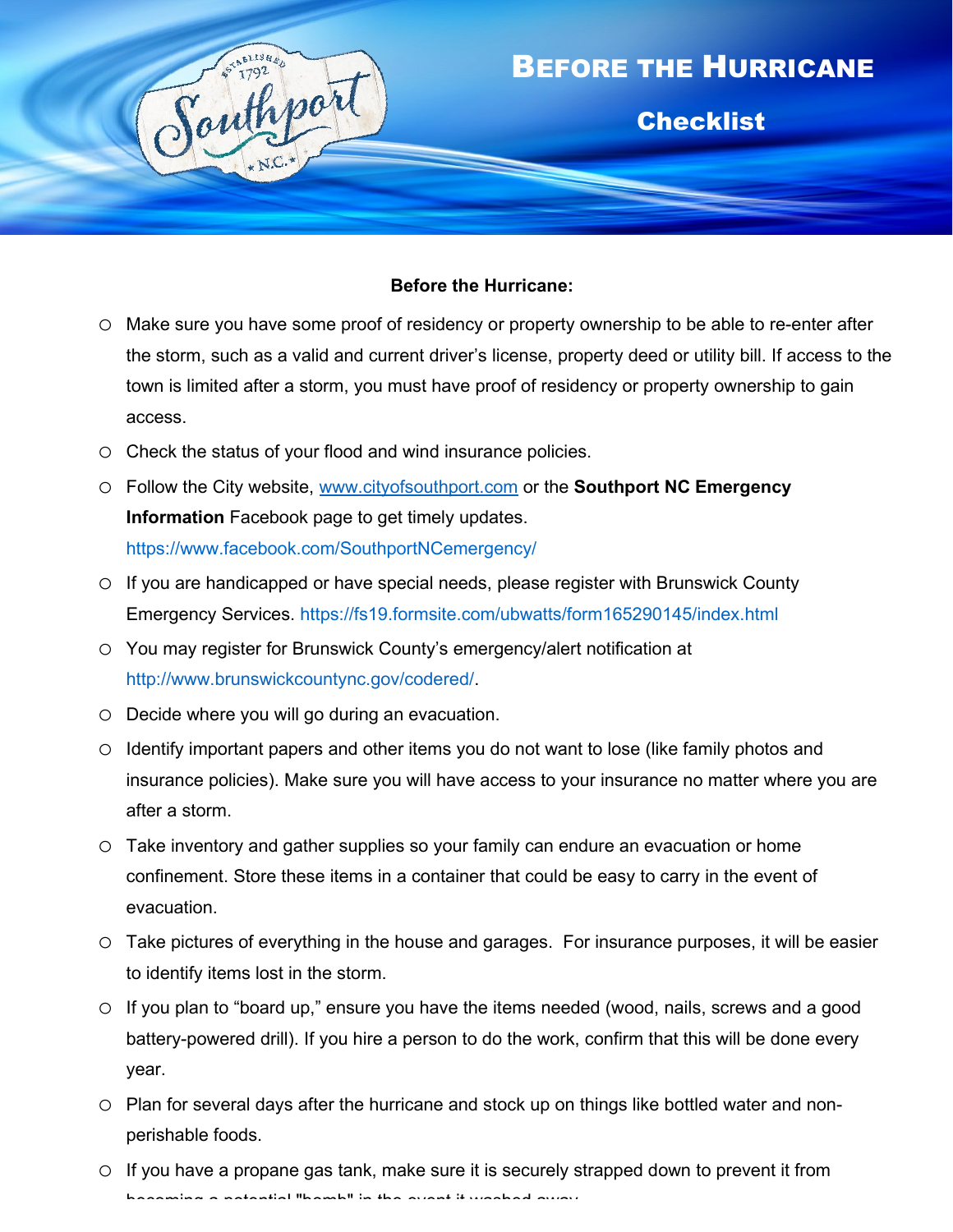# Before the Hurricane

## Checklist

**Before the Hurricane:**

- Make sure you have some proof of residency or property ownership to be able to re-enter after the storm, such as a valid and current driver's license, property deed or utility bill. If access to the town is limited after a storm, you must have proof of residency or property ownership to gain access.
- Check the status of your flood and wind insurance policies.
- Follow the City website, www.cityofsouthport.com or the **Southport NC Emergency Information** Facebook page to get timely updates. https://www.facebook.com/SouthportNCemergency/
- If you are handicapped or have special needs, please register with Brunswick County Emergency Services. https://fs19.formsite.com/ubwatts/form165290145/index.html
- You may register for Brunswick County's emergency/alert notification at http://www.brunswickcountync.gov/codered/.
- Decide where you will go during an evacuation.
- Identify important papers and other items you do not want to lose (like family photos and insurance policies). Make sure you will have access to your insurance no matter where you are after a storm.
- Take inventory and gather supplies so your family can endure an evacuation or home confinement. Store these items in a container that could be easy to carry in the event of evacuation.
- Take pictures of everything in the house and garages. For insurance purposes, it will be easier to identify items lost in the storm.
- If you plan to "board up," ensure you have the items needed (wood, nails, screws and a good battery-powered drill). If you hire a person to do the work, confirm that this will be done every year.
- Plan for several days after the hurricane and stock up on things like bottled water and non-perishable foods.
- If you have a propane gas tank, make sure it is securely strapped down to prevent it from becoming a potential "bomb" in the event it washed away.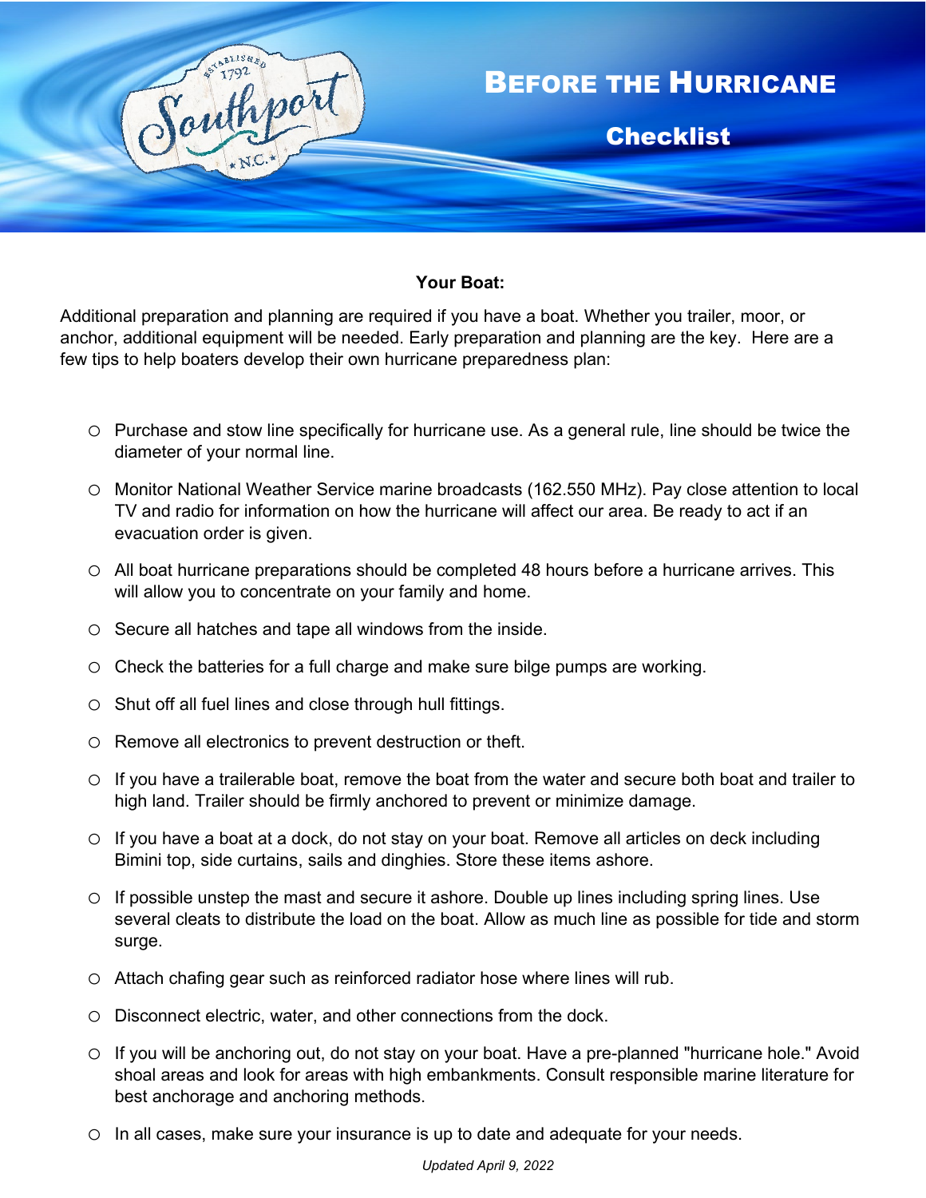# Before the Hurricane

## Checklist

### Your Boat:

Additional preparation and planning are required if you have a boat. Whether you trailer, moor, or anchor, additional equipment will be needed. Early preparation and planning are the key. Here are a few tips to help boaters develop their own hurricane preparedness plan:

- Purchase and stow line specifically for hurricane use. As a general rule, line should be twice the diameter of your normal line.
- Monitor National Weather Service marine broadcasts (162.550 MHz). Pay close attention to local TV and radio for information on how the hurricane will affect our area. Be ready to act if an evacuation order is given.
- All boat hurricane preparations should be completed 48 hours before a hurricane arrives. This will allow you to concentrate on your family and home.
- Secure all hatches and tape all windows from the inside.
- Check the batteries for a full charge and make sure bilge pumps are working.
- Shut off all fuel lines and close through hull fittings.
- Remove all electronics to prevent destruction or theft.
- If you have a trailerable boat, remove the boat from the water and secure both boat and trailer to high land. Trailer should be firmly anchored to prevent or minimize damage.
- If you have a boat at a dock, do not stay on your boat. Remove all articles on deck including Bimini top, side curtains, sails and dinghies. Store these items ashore.
- If possible unstep the mast and secure it ashore. Double up lines including spring lines. Use several cleats to distribute the load on the boat. Allow as much line as possible for tide and storm surge.
- Attach chafing gear such as reinforced radiator hose where lines will rub.
- Disconnect electric, water, and other connections from the dock.
- If you will be anchoring out, do not stay on your boat. Have a pre-planned "hurricane hole." Avoid shoal areas and look for areas with high embankments. Consult responsible marine literature for best anchorage and anchoring methods.
- In all cases, make sure your insurance is up to date and adequate for your needs.

*Updated April 9, 2022*